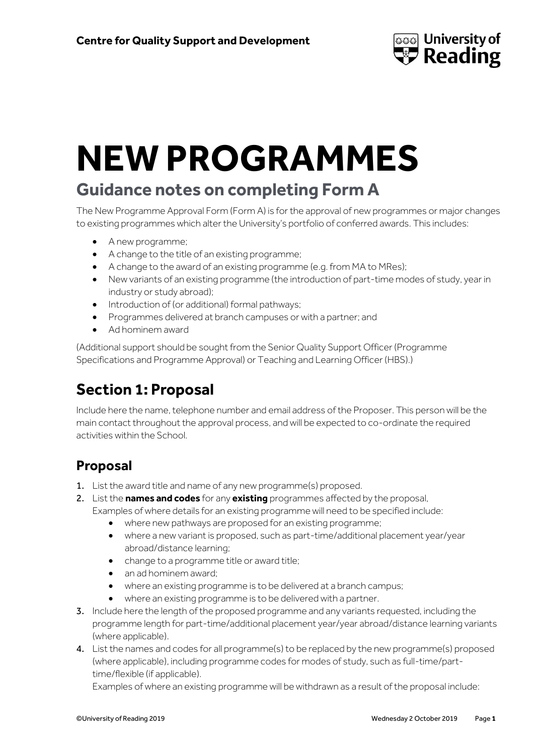Centre for Quality Support and Development

# NEW PROGRAMMES

## Guidance notes on completing Form A

The New Programme Approval Form (Form A) is for the approval of new programmes or major changes to existing programmes which alter the University's portfolio of conferred awards. This includes:

- A new programme;
- A change to the title of an existing programme;
- A change to the award of an existing programme (e.g. from MA to MRes);
- New variants of an existing programme (the introduction of part-time modes of study, year in industry or study abroad);
- Introduction of (or additional) formal pathways;
- Programmes delivered at branch campuses or with a partner; and
- Ad hominem award

(Additional support should be sought from the Senior Quality Support Officer (Programme Specifications and Programme Approval) or Teaching and Learning Officer (HBS).)

## Section 1: Proposal

Include here the name, telephone number and email address of the Proposer. This person will be the main contact throughout the approval process, and will be expected to co-ordinate the required activities within the School.

### Proposal

1. List the award title and name of any new programme(s) proposed.
2. List the **names and codes** for any **existing** programmes affected by the proposal,
   Examples of where details for an existing programme will need to be specified include:
   - where new pathways are proposed for an existing programme;
   - where a new variant is proposed, such as part-time/additional placement year/year abroad/distance learning;
   - change to a programme title or award title;
   - an ad hominem award;
   - where an existing programme is to be delivered at a branch campus;
   - where an existing programme is to be delivered with a partner.
3. Include here the length of the proposed programme and any variants requested, including the programme length for part-time/additional placement year/year abroad/distance learning variants (where applicable).
4. List the names and codes for all programme(s) to be replaced by the new programme(s) proposed (where applicable), including programme codes for modes of study, such as full-time/part-time/flexible (if applicable).
   Examples of where an existing programme will be withdrawn as a result of the proposal include: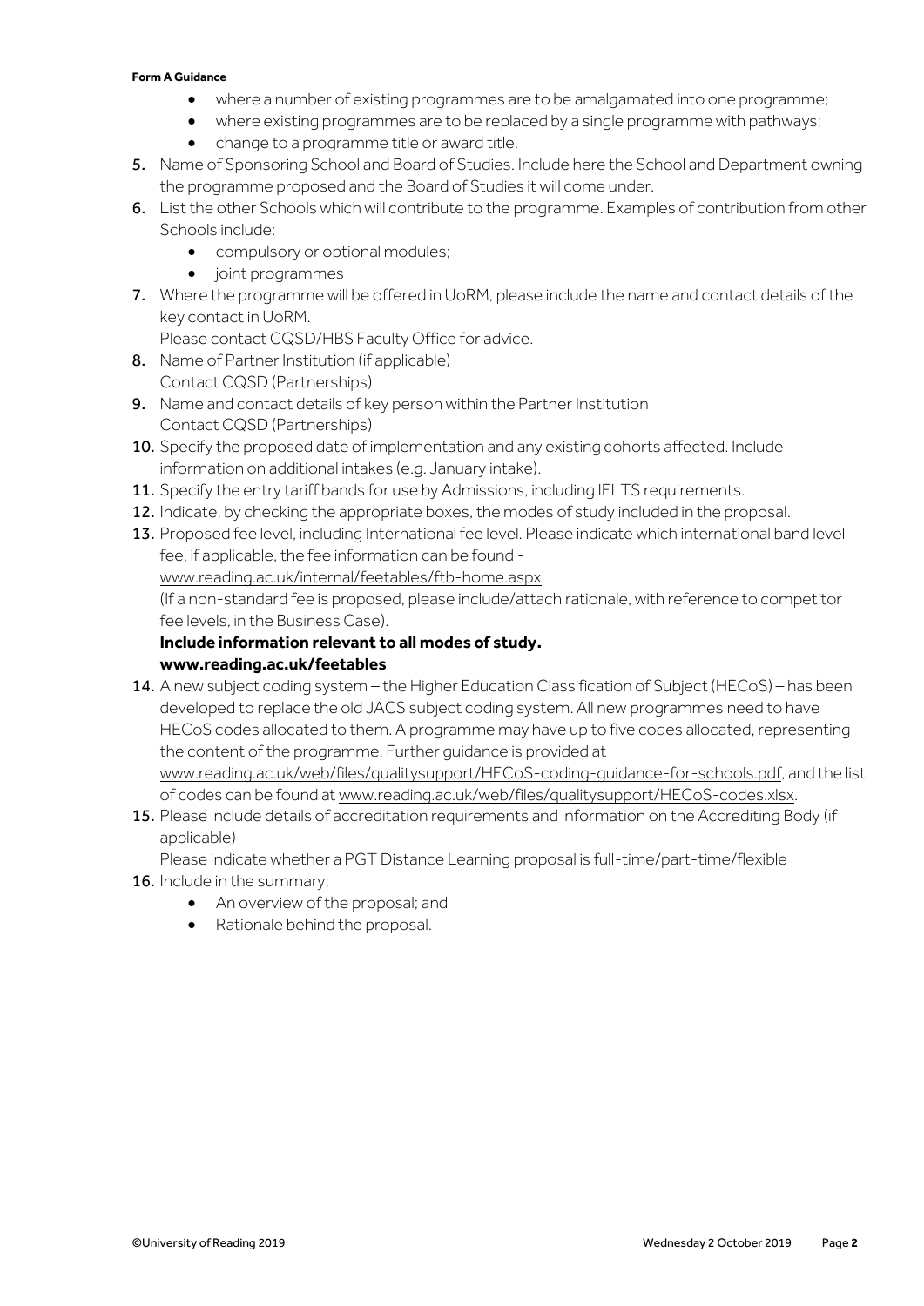- where a number of existing programmes are to be amalgamated into one programme;
- where existing programmes are to be replaced by a single programme with pathways;
- change to a programme title or award title.

5. Name of Sponsoring School and Board of Studies. Include here the School and Department owning the programme proposed and the Board of Studies it will come under.
6. List the other Schools which will contribute to the programme. Examples of contribution from other Schools include:
   - compulsory or optional modules;
   - joint programmes
7. Where the programme will be offered in UoRM, please include the name and contact details of the key contact in UoRM.
   Please contact CQSD/HBS Faculty Office for advice.
8. Name of Partner Institution (if applicable)
   Contact CQSD (Partnerships)
9. Name and contact details of key person within the Partner Institution
   Contact CQSD (Partnerships)
10. Specify the proposed date of implementation and any existing cohorts affected. Include information on additional intakes (e.g. January intake).
11. Specify the entry tariff bands for use by Admissions, including IELTS requirements.
12. Indicate, by checking the appropriate boxes, the modes of study included in the proposal.
13. Proposed fee level, including International fee level. Please indicate which international band level fee, if applicable, the fee information can be found -
    www.reading.ac.uk/internal/feetables/ftb-home.aspx
    (If a non-standard fee is proposed, please include/attach rationale, with reference to competitor fee levels, in the Business Case).
    **Include information relevant to all modes of study.**
    **www.reading.ac.uk/feetables**
14. A new subject coding system – the Higher Education Classification of Subject (HECoS) – has been developed to replace the old JACS subject coding system. All new programmes need to have HECoS codes allocated to them. A programme may have up to five codes allocated, representing the content of the programme. Further guidance is provided at
    www.reading.ac.uk/web/files/qualitysupport/HECoS-coding-guidance-for-schools.pdf, and the list of codes can be found at www.reading.ac.uk/web/files/qualitysupport/HECoS-codes.xlsx.
15. Please include details of accreditation requirements and information on the Accrediting Body (if applicable)
    Please indicate whether a PGT Distance Learning proposal is full-time/part-time/flexible
16. Include in the summary:
    - An overview of the proposal; and
    - Rationale behind the proposal.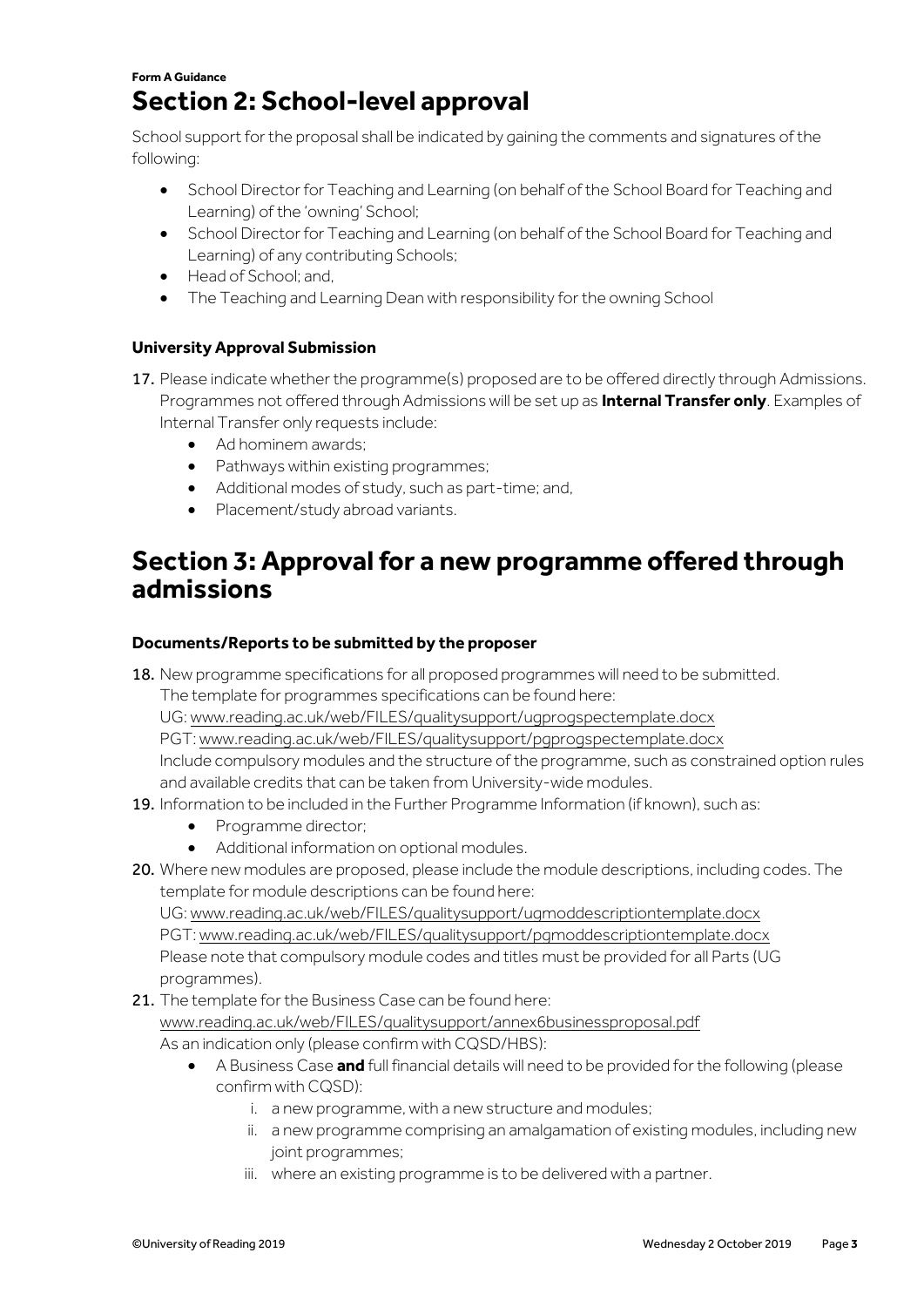**Form A Guidance**

# Section 2: School-level approval

School support for the proposal shall be indicated by gaining the comments and signatures of the following:

- School Director for Teaching and Learning (on behalf of the School Board for Teaching and Learning) of the 'owning' School;
- School Director for Teaching and Learning (on behalf of the School Board for Teaching and Learning) of any contributing Schools;
- Head of School; and,
- The Teaching and Learning Dean with responsibility for the owning School

### University Approval Submission

17. Please indicate whether the programme(s) proposed are to be offered directly through Admissions. Programmes not offered through Admissions will be set up as **Internal Transfer only**. Examples of Internal Transfer only requests include:
    - Ad hominem awards;
    - Pathways within existing programmes;
    - Additional modes of study, such as part-time; and,
    - Placement/study abroad variants.

# Section 3: Approval for a new programme offered through admissions

### Documents/Reports to be submitted by the proposer

18. New programme specifications for all proposed programmes will need to be submitted.
    The template for programmes specifications can be found here:
    UG: www.reading.ac.uk/web/FILES/qualitysupport/ugprogspectemplate.docx
    PGT: www.reading.ac.uk/web/FILES/qualitysupport/pgprogspectemplate.docx
    Include compulsory modules and the structure of the programme, such as constrained option rules and available credits that can be taken from University-wide modules.
19. Information to be included in the Further Programme Information (if known), such as:
    - Programme director;
    - Additional information on optional modules.
20. Where new modules are proposed, please include the module descriptions, including codes. The template for module descriptions can be found here:
    UG: www.reading.ac.uk/web/FILES/qualitysupport/ugmoddescriptiontemplate.docx
    PGT: www.reading.ac.uk/web/FILES/qualitysupport/pgmoddescriptiontemplate.docx
    Please note that compulsory module codes and titles must be provided for all Parts (UG programmes).
21. The template for the Business Case can be found here:
    www.reading.ac.uk/web/FILES/qualitysupport/annex6businessproposal.pdf
    As an indication only (please confirm with CQSD/HBS):
    - A Business Case **and** full financial details will need to be provided for the following (please confirm with CQSD):
        i. a new programme, with a new structure and modules;
        ii. a new programme comprising an amalgamation of existing modules, including new joint programmes;
        iii. where an existing programme is to be delivered with a partner.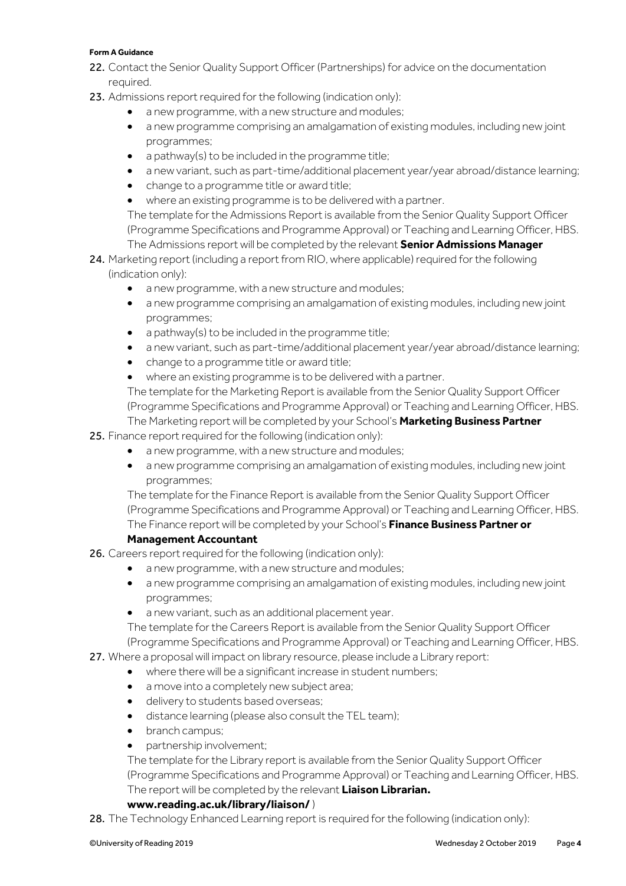**Form A Guidance**

22. Contact the Senior Quality Support Officer (Partnerships) for advice on the documentation required.
23. Admissions report required for the following (indication only):
    - a new programme, with a new structure and modules;
    - a new programme comprising an amalgamation of existing modules, including new joint programmes;
    - a pathway(s) to be included in the programme title;
    - a new variant, such as part-time/additional placement year/year abroad/distance learning;
    - change to a programme title or award title;
    - where an existing programme is to be delivered with a partner.

    The template for the Admissions Report is available from the Senior Quality Support Officer (Programme Specifications and Programme Approval) or Teaching and Learning Officer, HBS. The Admissions report will be completed by the relevant **Senior Admissions Manager**
24. Marketing report (including a report from RIO, where applicable) required for the following (indication only):
    - a new programme, with a new structure and modules;
    - a new programme comprising an amalgamation of existing modules, including new joint programmes;
    - a pathway(s) to be included in the programme title;
    - a new variant, such as part-time/additional placement year/year abroad/distance learning;
    - change to a programme title or award title;
    - where an existing programme is to be delivered with a partner.

    The template for the Marketing Report is available from the Senior Quality Support Officer (Programme Specifications and Programme Approval) or Teaching and Learning Officer, HBS. The Marketing report will be completed by your School's **Marketing Business Partner**
25. Finance report required for the following (indication only):
    - a new programme, with a new structure and modules;
    - a new programme comprising an amalgamation of existing modules, including new joint programmes;

    The template for the Finance Report is available from the Senior Quality Support Officer (Programme Specifications and Programme Approval) or Teaching and Learning Officer, HBS. The Finance report will be completed by your School's **Finance Business Partner or Management Accountant**
26. Careers report required for the following (indication only):
    - a new programme, with a new structure and modules;
    - a new programme comprising an amalgamation of existing modules, including new joint programmes;
    - a new variant, such as an additional placement year.

    The template for the Careers Report is available from the Senior Quality Support Officer (Programme Specifications and Programme Approval) or Teaching and Learning Officer, HBS.
27. Where a proposal will impact on library resource, please include a Library report:
    - where there will be a significant increase in student numbers;
    - a move into a completely new subject area;
    - delivery to students based overseas;
    - distance learning (please also consult the TEL team);
    - branch campus;
    - partnership involvement;

    The template for the Library report is available from the Senior Quality Support Officer (Programme Specifications and Programme Approval) or Teaching and Learning Officer, HBS. The report will be completed by the relevant **Liaison Librarian. www.reading.ac.uk/library/liaison/** )
28. The Technology Enhanced Learning report is required for the following (indication only):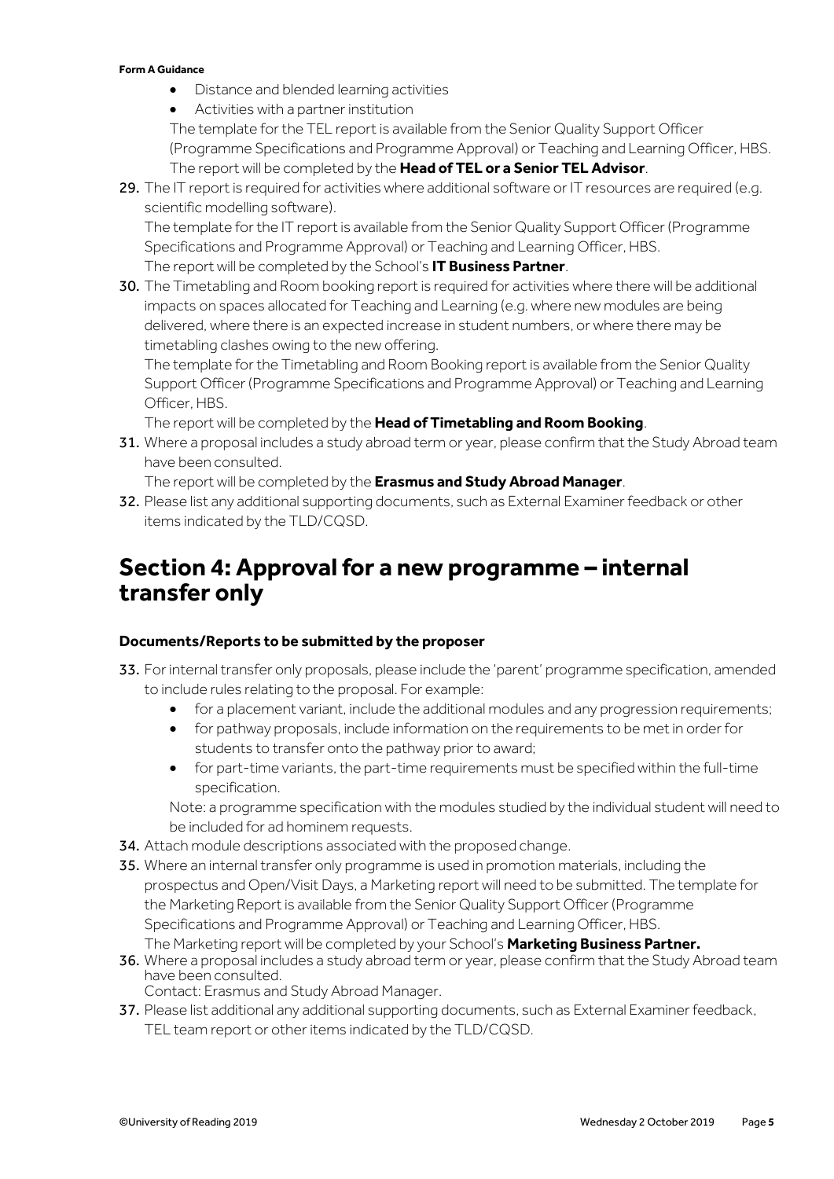- Distance and blended learning activities
- Activities with a partner institution

The template for the TEL report is available from the Senior Quality Support Officer (Programme Specifications and Programme Approval) or Teaching and Learning Officer, HBS. The report will be completed by the **Head of TEL or a Senior TEL Advisor**.

29. The IT report is required for activities where additional software or IT resources are required (e.g. scientific modelling software).
    The template for the IT report is available from the Senior Quality Support Officer (Programme Specifications and Programme Approval) or Teaching and Learning Officer, HBS.
    The report will be completed by the School's **IT Business Partner**.
30. The Timetabling and Room booking report is required for activities where there will be additional impacts on spaces allocated for Teaching and Learning (e.g. where new modules are being delivered, where there is an expected increase in student numbers, or where there may be timetabling clashes owing to the new offering.
    The template for the Timetabling and Room Booking report is available from the Senior Quality Support Officer (Programme Specifications and Programme Approval) or Teaching and Learning Officer, HBS.
    The report will be completed by the **Head of Timetabling and Room Booking**.
31. Where a proposal includes a study abroad term or year, please confirm that the Study Abroad team have been consulted.
    The report will be completed by the **Erasmus and Study Abroad Manager**.
32. Please list any additional supporting documents, such as External Examiner feedback or other items indicated by the TLD/CQSD.

# Section 4: Approval for a new programme – internal transfer only

### Documents/Reports to be submitted by the proposer

33. For internal transfer only proposals, please include the 'parent' programme specification, amended to include rules relating to the proposal. For example:
    - for a placement variant, include the additional modules and any progression requirements;
    - for pathway proposals, include information on the requirements to be met in order for students to transfer onto the pathway prior to award;
    - for part-time variants, the part-time requirements must be specified within the full-time specification.

    Note: a programme specification with the modules studied by the individual student will need to be included for ad hominem requests.
34. Attach module descriptions associated with the proposed change.
35. Where an internal transfer only programme is used in promotion materials, including the prospectus and Open/Visit Days, a Marketing report will need to be submitted. The template for the Marketing Report is available from the Senior Quality Support Officer (Programme Specifications and Programme Approval) or Teaching and Learning Officer, HBS.
    The Marketing report will be completed by your School's **Marketing Business Partner.**
36. Where a proposal includes a study abroad term or year, please confirm that the Study Abroad team have been consulted.
    Contact: Erasmus and Study Abroad Manager.
37. Please list additional any additional supporting documents, such as External Examiner feedback, TEL team report or other items indicated by the TLD/CQSD.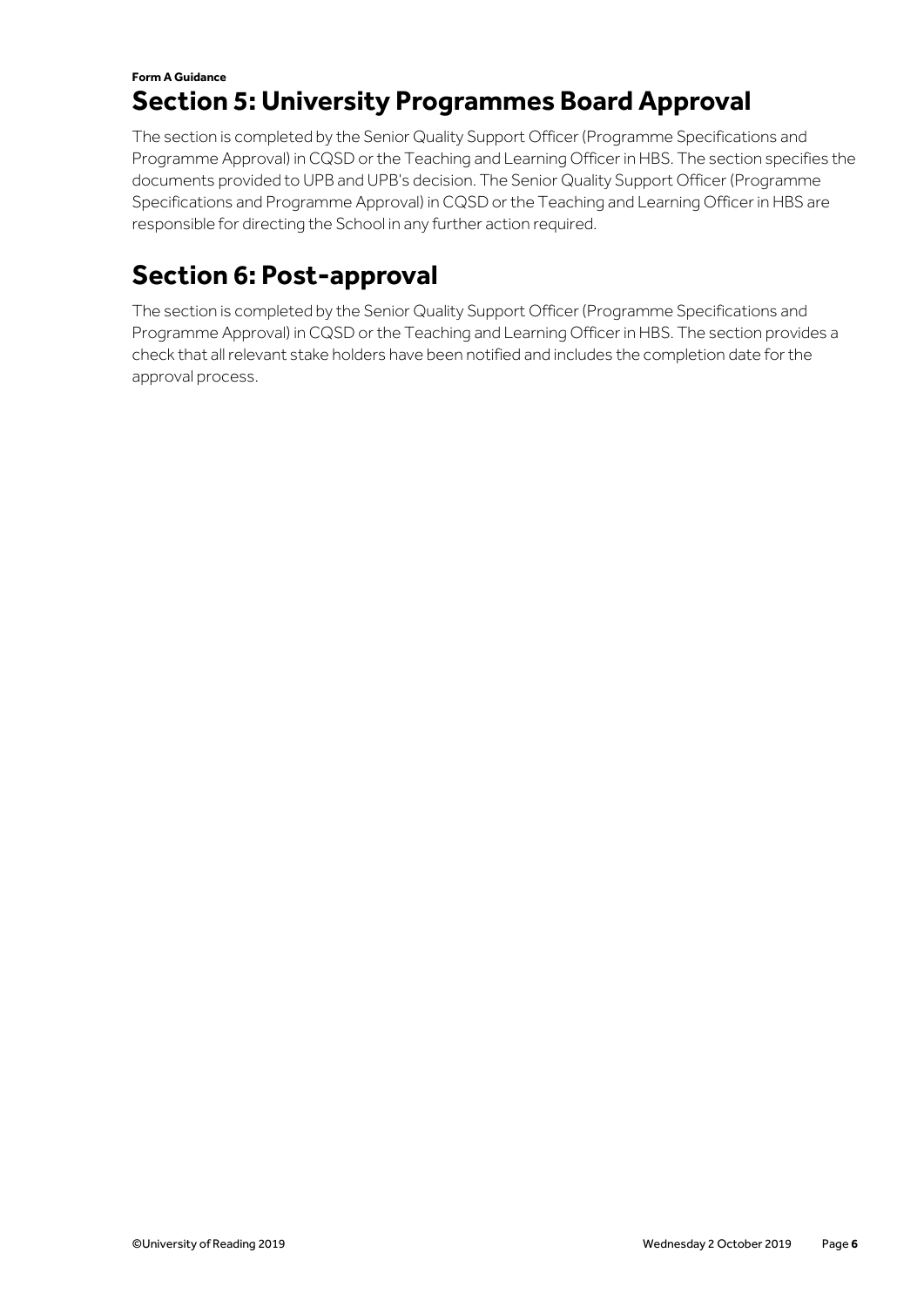**Form A Guidance**

## Section 5: University Programmes Board Approval

The section is completed by the Senior Quality Support Officer (Programme Specifications and Programme Approval) in CQSD or the Teaching and Learning Officer in HBS. The section specifies the documents provided to UPB and UPB's decision. The Senior Quality Support Officer (Programme Specifications and Programme Approval) in CQSD or the Teaching and Learning Officer in HBS are responsible for directing the School in any further action required.

## Section 6: Post-approval

The section is completed by the Senior Quality Support Officer (Programme Specifications and Programme Approval) in CQSD or the Teaching and Learning Officer in HBS. The section provides a check that all relevant stake holders have been notified and includes the completion date for the approval process.